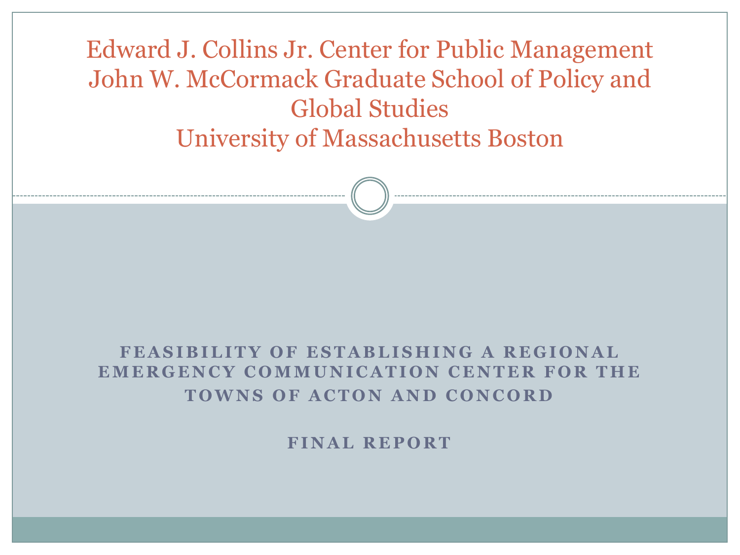Edward J. Collins Jr. Center for Public Management
John W. McCormack Graduate School of Policy and Global Studies
University of Massachusetts Boston

# FEASIBILITY OF ESTABLISHING A REGIONAL EMERGENCY COMMUNICATION CENTER FOR THE TOWNS OF ACTON AND CONCORD

## FINAL REPORT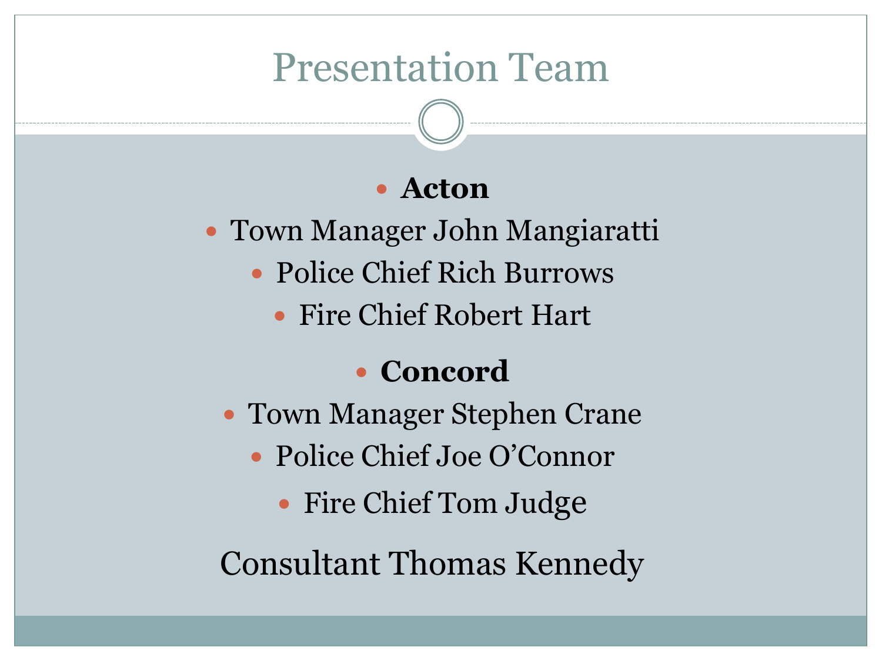# Presentation Team

- **Acton**
- Town Manager John Mangiaratti
- Police Chief Rich Burrows
- Fire Chief Robert Hart
- **Concord**
- Town Manager Stephen Crane
- Police Chief Joe O'Connor
- Fire Chief Tom Judge

Consultant Thomas Kennedy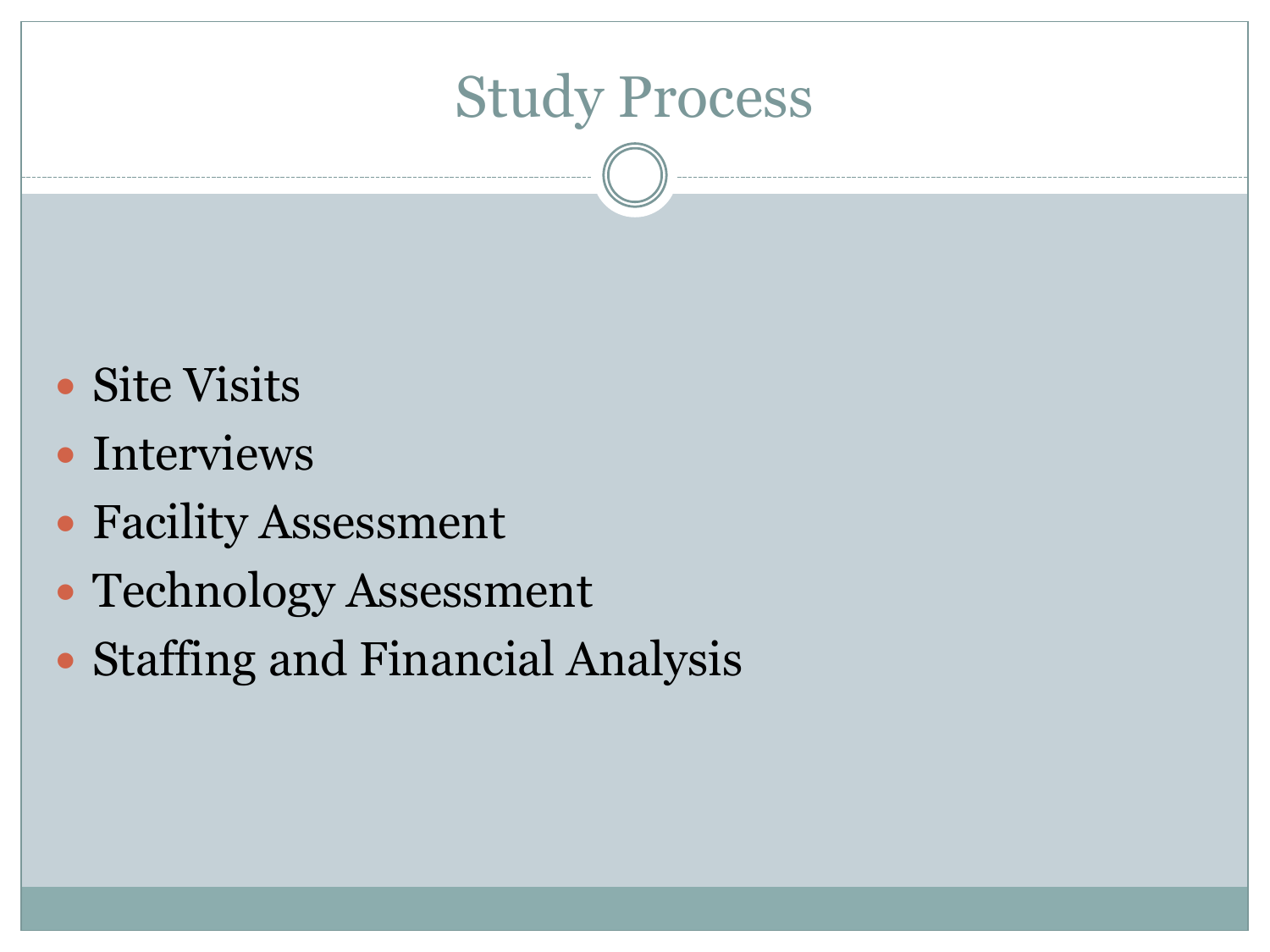# Study Process

- Site Visits
- Interviews
- Facility Assessment
- Technology Assessment
- Staffing and Financial Analysis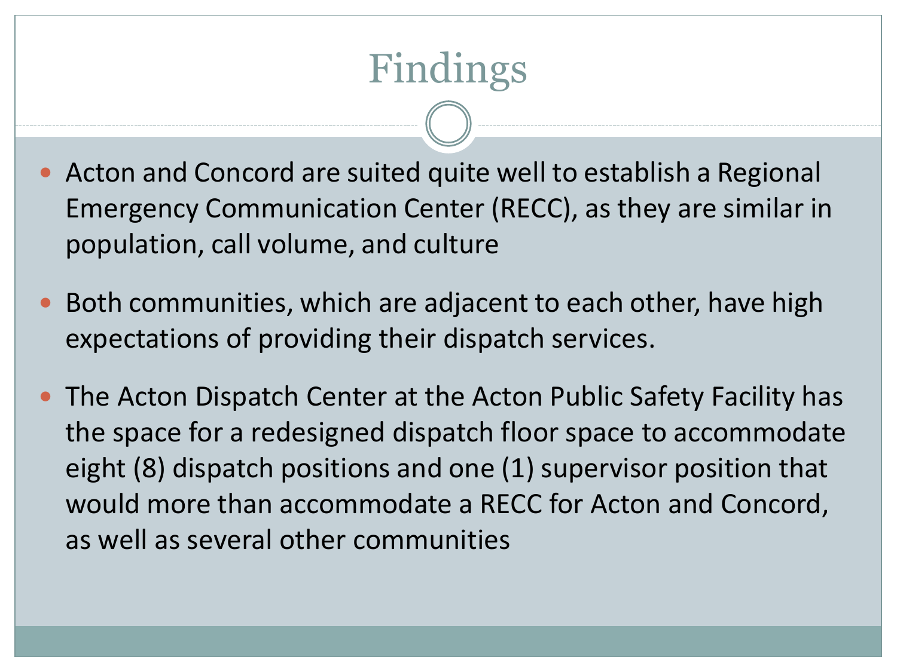# Findings

- Acton and Concord are suited quite well to establish a Regional Emergency Communication Center (RECC), as they are similar in population, call volume, and culture
- Both communities, which are adjacent to each other, have high expectations of providing their dispatch services.
- The Acton Dispatch Center at the Acton Public Safety Facility has the space for a redesigned dispatch floor space to accommodate eight (8) dispatch positions and one (1) supervisor position that would more than accommodate a RECC for Acton and Concord, as well as several other communities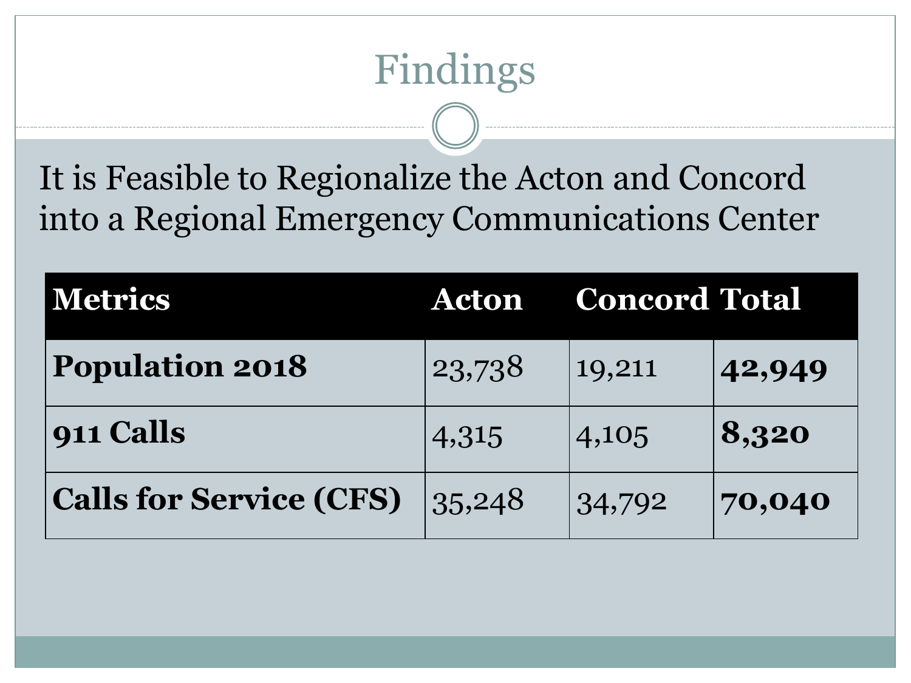# Findings

It is Feasible to Regionalize the Acton and Concord into a Regional Emergency Communications Center

| Metrics | Acton | Concord | Total |
|---|---|---|---|
| **Population 2018** | 23,738 | 19,211 | **42,949** |
| **911 Calls** | 4,315 | 4,105 | **8,320** |
| **Calls for Service (CFS)** | 35,248 | 34,792 | **70,040** |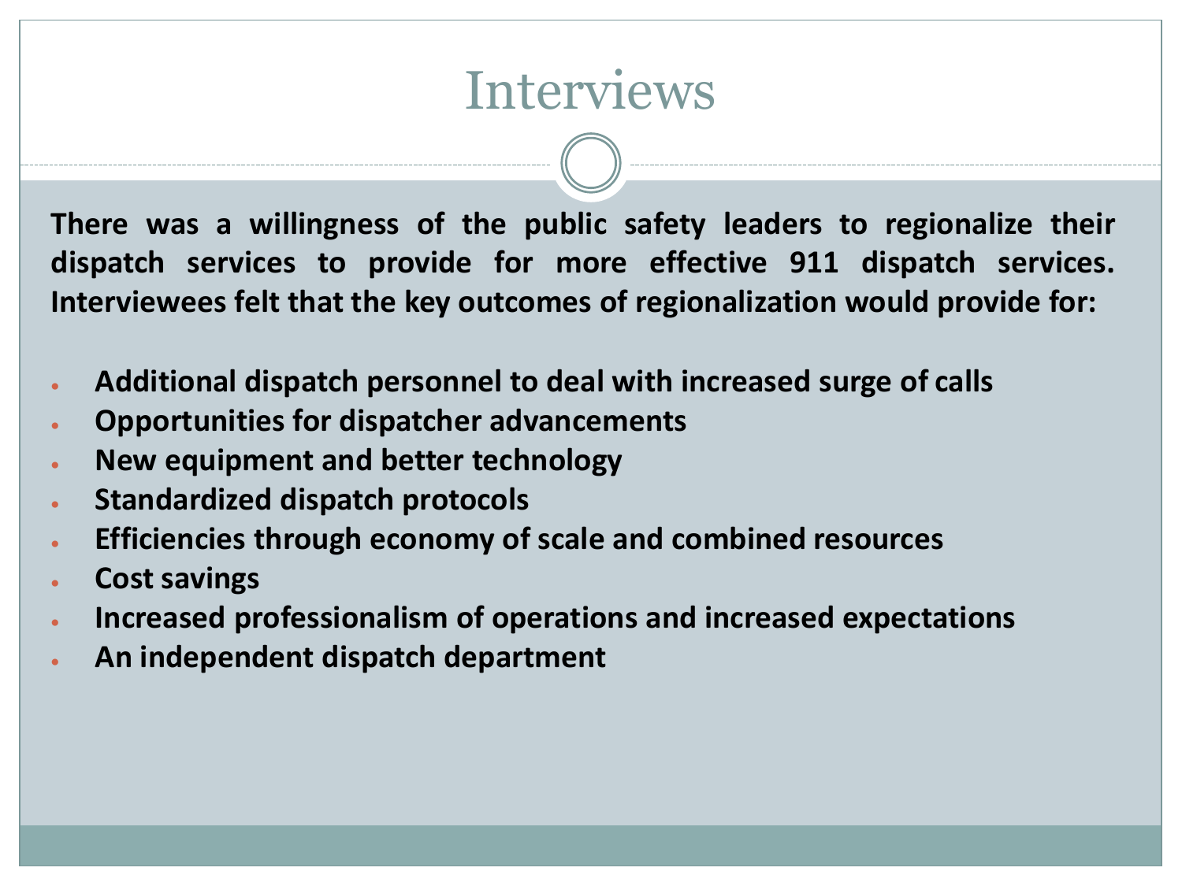# Interviews

**There was a willingness of the public safety leaders to regionalize their dispatch services to provide for more effective 911 dispatch services. Interviewees felt that the key outcomes of regionalization would provide for:**

- **Additional dispatch personnel to deal with increased surge of calls**
- **Opportunities for dispatcher advancements**
- **New equipment and better technology**
- **Standardized dispatch protocols**
- **Efficiencies through economy of scale and combined resources**
- **Cost savings**
- **Increased professionalism of operations and increased expectations**
- **An independent dispatch department**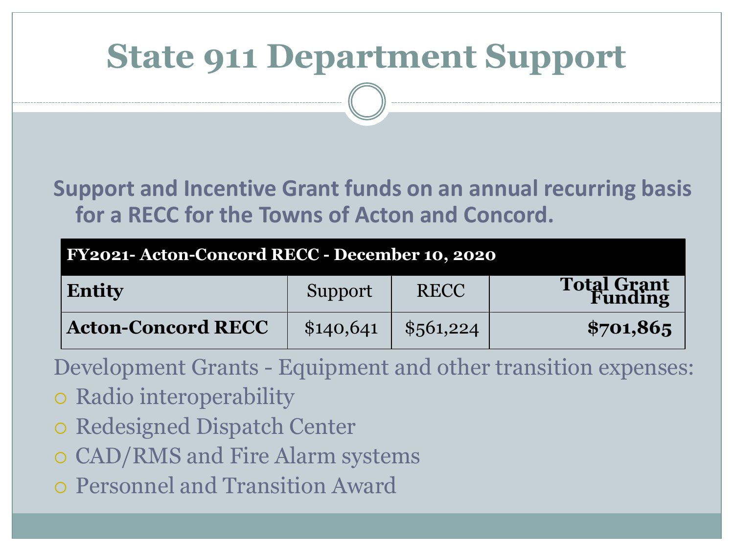# State 911 Department Support

**Support and Incentive Grant funds on an annual recurring basis for a RECC for the Towns of Acton and Concord.**

| FY2021- Acton-Concord RECC - December 10, 2020 | | | |
|---|---|---|---|
| **Entity** | Support | RECC | **Total Grant Funding** |
| **Acton-Concord RECC** | $140,641 | $561,224 | **$701,865** |

Development Grants - Equipment and other transition expenses:

- Radio interoperability
- Redesigned Dispatch Center
- CAD/RMS and Fire Alarm systems
- Personnel and Transition Award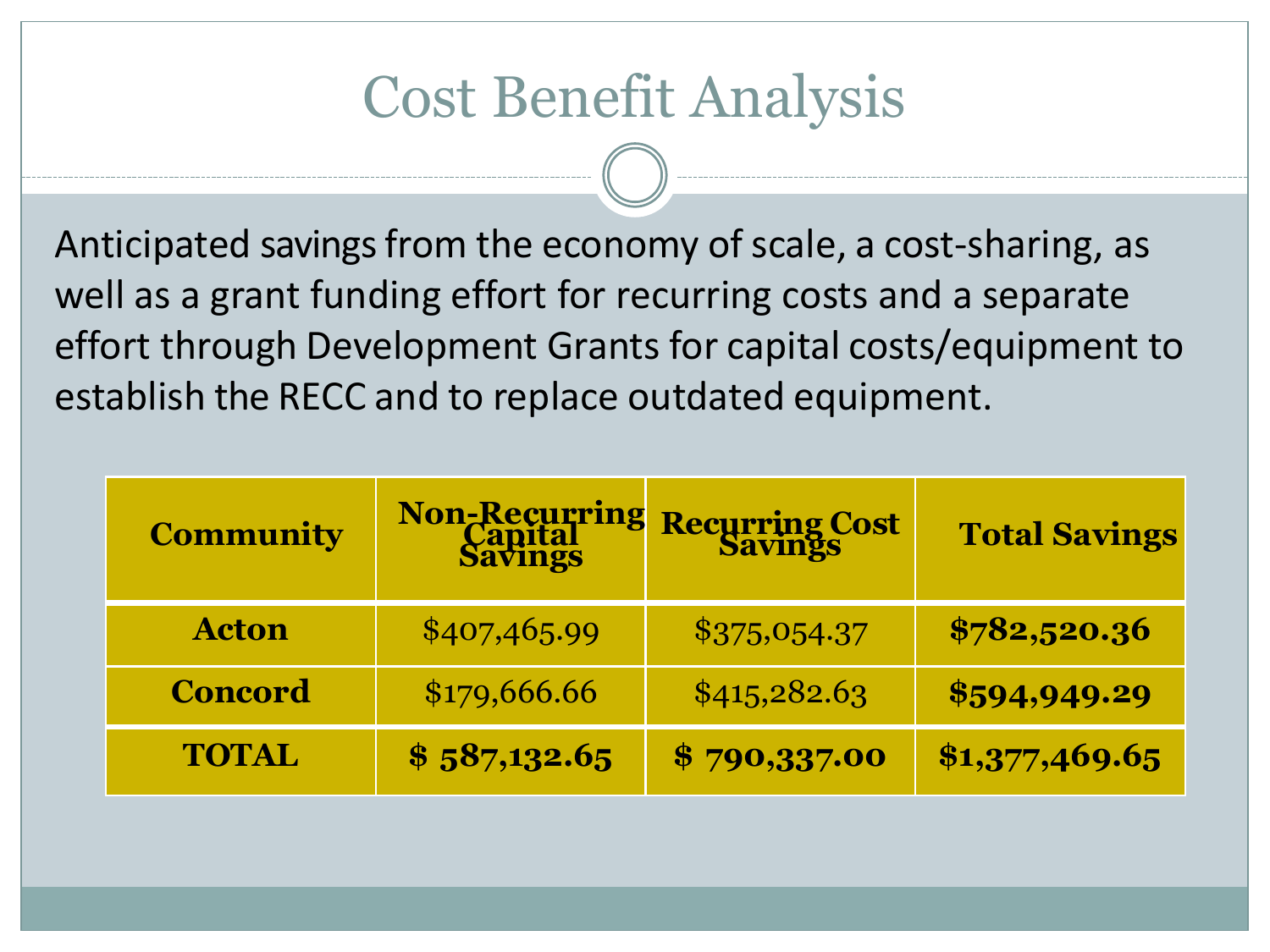# Cost Benefit Analysis

Anticipated savings from the economy of scale, a cost-sharing, as well as a grant funding effort for recurring costs and a separate effort through Development Grants for capital costs/equipment to establish the RECC and to replace outdated equipment.

| **Community** | **Non-Recurring Capital Savings** | **Recurring Cost Savings** | **Total Savings** |
|---|---|---|---|
| **Acton** | $407,465.99 | $375,054.37 | **$782,520.36** |
| **Concord** | $179,666.66 | $415,282.63 | **$594,949.29** |
| **TOTAL** | **$ 587,132.65** | **$ 790,337.00** | **$1,377,469.65** |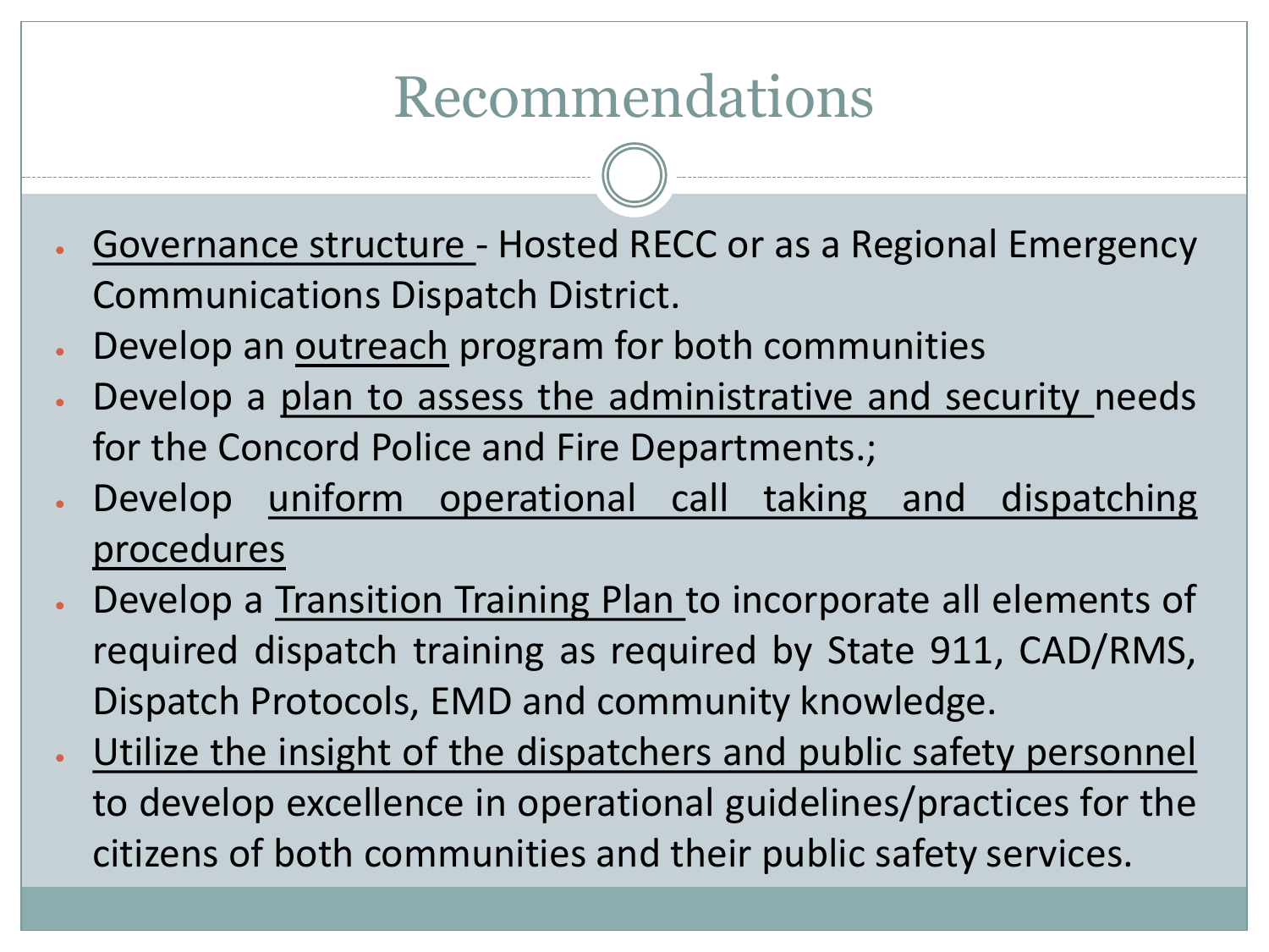# Recommendations

- Governance structure - Hosted RECC or as a Regional Emergency Communications Dispatch District.
- Develop an outreach program for both communities
- Develop a plan to assess the administrative and security needs for the Concord Police and Fire Departments.;
- Develop uniform operational call taking and dispatching procedures
- Develop a Transition Training Plan to incorporate all elements of required dispatch training as required by State 911, CAD/RMS, Dispatch Protocols, EMD and community knowledge.
- Utilize the insight of the dispatchers and public safety personnel to develop excellence in operational guidelines/practices for the citizens of both communities and their public safety services.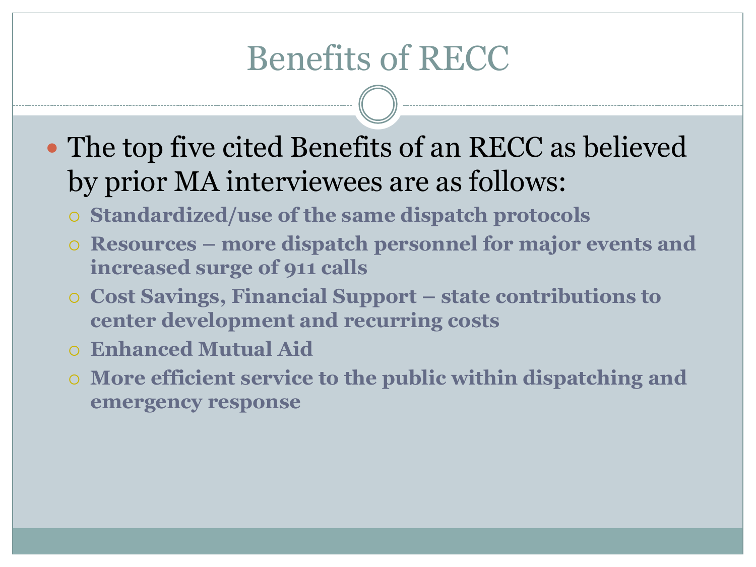# Benefits of RECC

- The top five cited Benefits of an RECC as believed by prior MA interviewees are as follows:
  - **Standardized/use of the same dispatch protocols**
  - **Resources – more dispatch personnel for major events and increased surge of 911 calls**
  - **Cost Savings, Financial Support – state contributions to center development and recurring costs**
  - **Enhanced Mutual Aid**
  - **More efficient service to the public within dispatching and emergency response**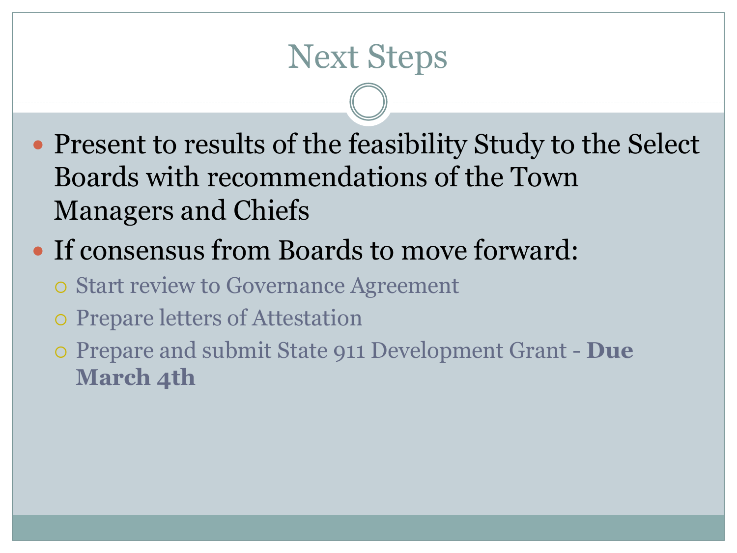# Next Steps

- Present to results of the feasibility Study to the Select Boards with recommendations of the Town Managers and Chiefs
- If consensus from Boards to move forward:
  - Start review to Governance Agreement
  - Prepare letters of Attestation
  - Prepare and submit State 911 Development Grant - **Due March 4th**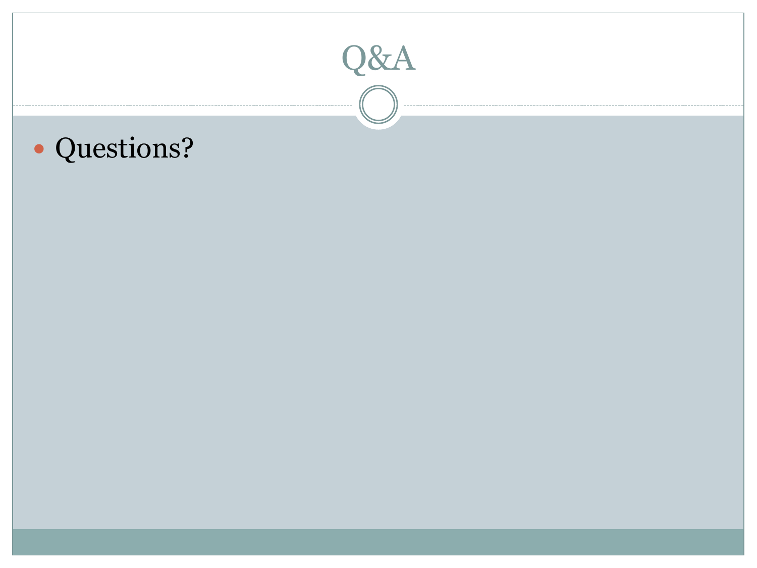# Q&A

- Questions?